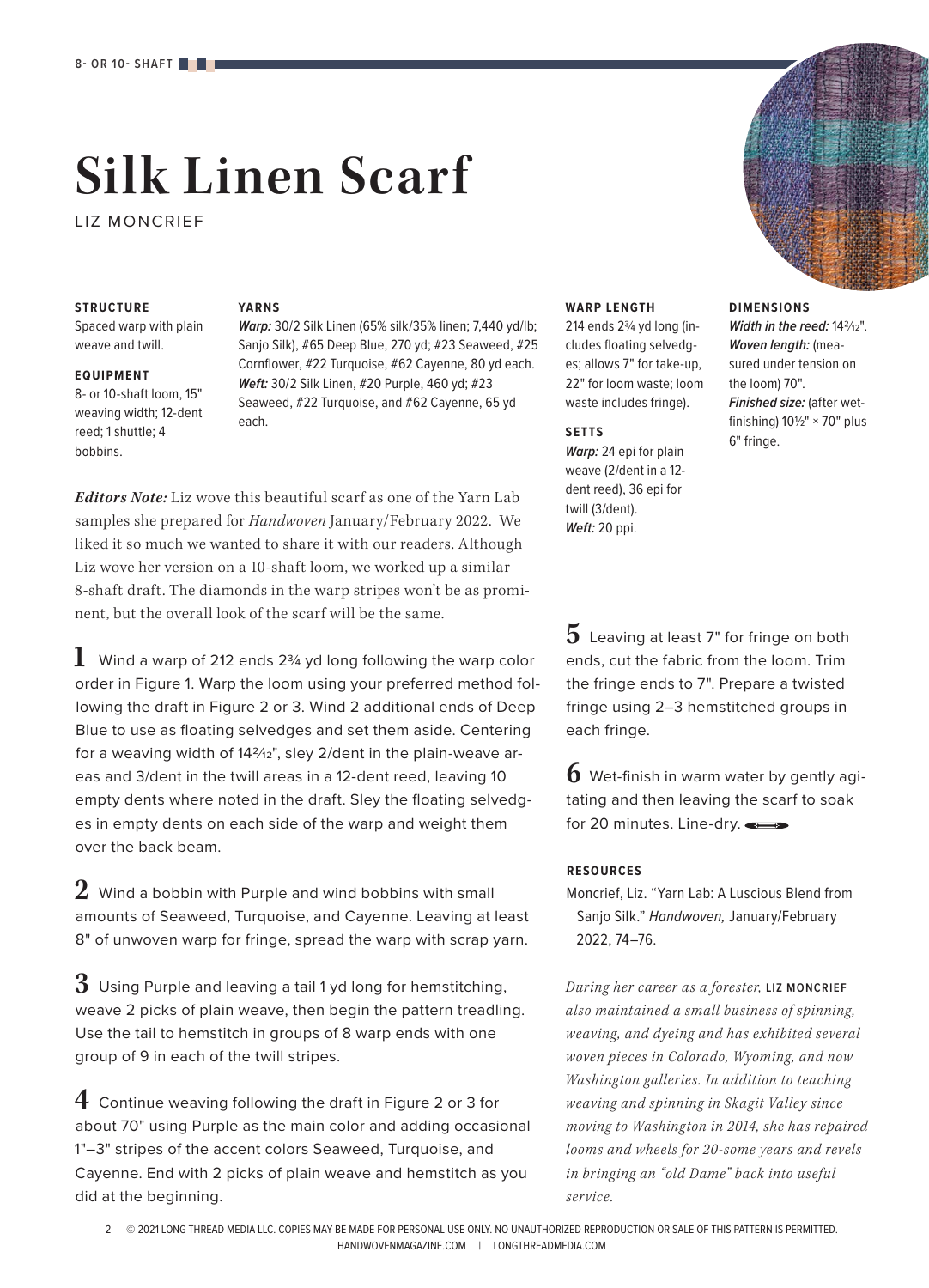8- OR 10- SHAFT

# Silk Linen Scarf

LIZ MONCRIEF

**STRUCTURE**
Spaced warp with plain weave and twill.

**EQUIPMENT**
8- or 10-shaft loom, 15" weaving width; 12-dent reed; 1 shuttle; 4 bobbins.

**YARNS**
***Warp:*** 30/2 Silk Linen (65% silk/35% linen; 7,440 yd/lb; Sanjo Silk), #65 Deep Blue, 270 yd; #23 Seaweed, #25 Cornflower, #22 Turquoise, #62 Cayenne, 80 yd each.
***Weft:*** 30/2 Silk Linen, #20 Purple, 460 yd; #23 Seaweed, #22 Turquoise, and #62 Cayenne, 65 yd each.

**WARP LENGTH**
214 ends 2¾ yd long (includes floating selvedges; allows 7" for take-up, 22" for loom waste; loom waste includes fringe).

**SETTS**
***Warp:*** 24 epi for plain weave (2/dent in a 12-dent reed), 36 epi for twill (3/dent).
***Weft:*** 20 ppi.

**DIMENSIONS**
***Width in the reed:*** 14²⁄₁₂".
***Woven length:*** (measured under tension on the loom) 70".
***Finished size:*** (after wet-finishing) 10½" × 70" plus 6" fringe.

***Editors Note:*** Liz wove this beautiful scarf as one of the Yarn Lab samples she prepared for *Handwoven* January/February 2022. We liked it so much we wanted to share it with our readers. Although Liz wove her version on a 10-shaft loom, we worked up a similar 8-shaft draft. The diamonds in the warp stripes won't be as prominent, but the overall look of the scarf will be the same.

**1** Wind a warp of 212 ends 2¾ yd long following the warp color order in Figure 1. Warp the loom using your preferred method following the draft in Figure 2 or 3. Wind 2 additional ends of Deep Blue to use as floating selvedges and set them aside. Centering for a weaving width of 14²⁄₁₂", sley 2/dent in the plain-weave areas and 3/dent in the twill areas in a 12-dent reed, leaving 10 empty dents where noted in the draft. Sley the floating selvedges in empty dents on each side of the warp and weight them over the back beam.

**2** Wind a bobbin with Purple and wind bobbins with small amounts of Seaweed, Turquoise, and Cayenne. Leaving at least 8" of unwoven warp for fringe, spread the warp with scrap yarn.

**3** Using Purple and leaving a tail 1 yd long for hemstitching, weave 2 picks of plain weave, then begin the pattern treadling. Use the tail to hemstitch in groups of 8 warp ends with one group of 9 in each of the twill stripes.

**4** Continue weaving following the draft in Figure 2 or 3 for about 70" using Purple as the main color and adding occasional 1"–3" stripes of the accent colors Seaweed, Turquoise, and Cayenne. End with 2 picks of plain weave and hemstitch as you did at the beginning.

**5** Leaving at least 7" for fringe on both ends, cut the fabric from the loom. Trim the fringe ends to 7". Prepare a twisted fringe using 2–3 hemstitched groups in each fringe.

**6** Wet-finish in warm water by gently agitating and then leaving the scarf to soak for 20 minutes. Line-dry.

**RESOURCES**
Moncrief, Liz. "Yarn Lab: A Luscious Blend from Sanjo Silk." *Handwoven,* January/February 2022, 74–76.

*During her career as a forester,* **LIZ MONCRIEF** *also maintained a small business of spinning, weaving, and dyeing and has exhibited several woven pieces in Colorado, Wyoming, and now Washington galleries. In addition to teaching weaving and spinning in Skagit Valley since moving to Washington in 2014, she has repaired looms and wheels for 20-some years and revels in bringing an "old Dame" back into useful service.*

© 2021 LONG THREAD MEDIA LLC. COPIES MAY BE MADE FOR PERSONAL USE ONLY. NO UNAUTHORIZED REPRODUCTION OR SALE OF THIS PATTERN IS PERMITTED.
HANDWOVENMAGAZINE.COM | LONGTHREADMEDIA.COM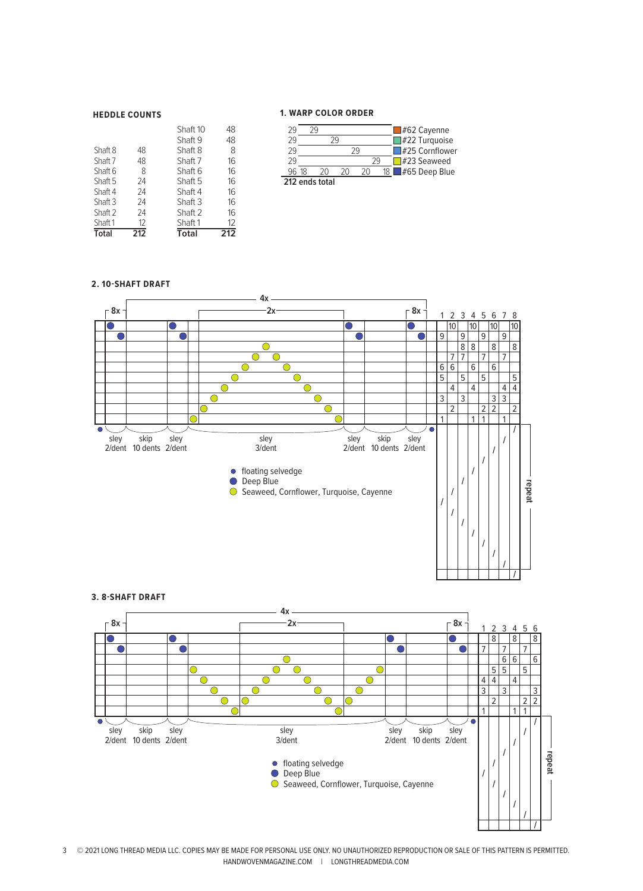## HEDDLE COUNTS

| | | | |
|---|---|---|---|
| | | Shaft 10 | 48 |
| | | Shaft 9 | 48 |
| Shaft 8 | 48 | Shaft 8 | 8 |
| Shaft 7 | 48 | Shaft 7 | 16 |
| Shaft 6 | 8 | Shaft 6 | 16 |
| Shaft 5 | 24 | Shaft 5 | 16 |
| Shaft 4 | 24 | Shaft 4 | 16 |
| Shaft 3 | 24 | Shaft 3 | 16 |
| Shaft 2 | 24 | Shaft 2 | 16 |
| Shaft 1 | 12 | Shaft 1 | 12 |
| **Total** | **212** | **Total** | **212** |

## 1. WARP COLOR ORDER

| Total | | | | | | Color |
|---|---|---|---|---|---|---|
| 29 | | 29 | | | | #62 Cayenne |
| 29 | | | 29 | | | #22 Turquoise |
| 29 | | | | 29 | | #25 Cornflower |
| 29 | | | | | 29 | #23 Seaweed |
| 96 | 18 | 20 | 20 | 20 | 18 | #65 Deep Blue |

**212 ends total**

## 2. 10-SHAFT DRAFT

4x

8x 2x 8x

1 2 3 4 5 6 7 8

sley 2/dent skip 10 dents sley 2/dent sley 3/dent sley 2/dent skip 10 dents sley 2/dent

- floating selvedge
- Deep Blue
- Seaweed, Cornflower, Turquoise, Cayenne

repeat

## 3. 8-SHAFT DRAFT

4x

8x 2x 8x

1 2 3 4 5 6

sley 2/dent skip 10 dents sley 2/dent sley 3/dent sley 2/dent skip 10 dents sley 2/dent

- floating selvedge
- Deep Blue
- Seaweed, Cornflower, Turquoise, Cayenne

repeat

© 2021 LONG THREAD MEDIA LLC. COPIES MAY BE MADE FOR PERSONAL USE ONLY. NO UNAUTHORIZED REPRODUCTION OR SALE OF THIS PATTERN IS PERMITTED.
HANDWOVENMAGAZINE.COM | LONGTHREADMEDIA.COM